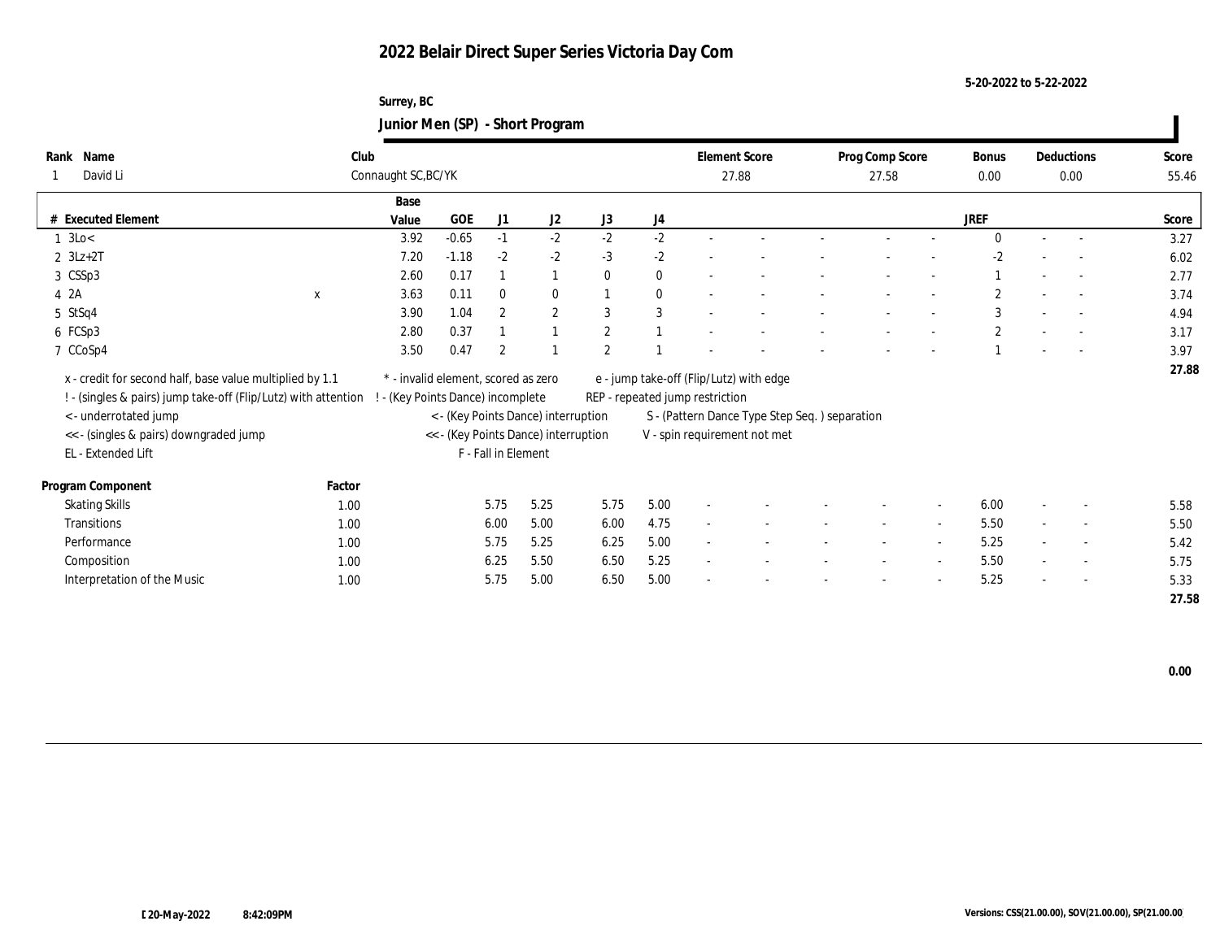# 2022 Belair Direct Super Series Victoria Day Com

5-20-2022 to 5-22-2022

Surrey, BC

**Junior Men (SP) - Short Program**

| Rank | Name | Club | Element Score | Prog Comp Score | Bonus | Deductions | Score |
|---|---|---|---|---|---|---|---|
| 1 | David Li | Connaught SC,BC/YK | 27.88 | 27.58 | 0.00 | 0.00 | 55.46 |

| # | Executed Element | | Base Value | GOE | J1 | J2 | J3 | J4 | | | | | | JREF | | | Score |
|---|---|---|---|---|---|---|---|---|---|---|---|---|---|---|---|---|---|
| 1 | 3Lo< | | 3.92 | -0.65 | -1 | -2 | -2 | -2 | - | - | - | - | - | 0 | - | - | 3.27 |
| 2 | 3Lz+2T | | 7.20 | -1.18 | -2 | -2 | -3 | -2 | - | - | - | - | - | -2 | - | - | 6.02 |
| 3 | CSSp3 | | 2.60 | 0.17 | 1 | 1 | 0 | 0 | - | - | - | - | - | 1 | - | - | 2.77 |
| 4 | 2A | x | 3.63 | 0.11 | 0 | 0 | 1 | 0 | - | - | - | - | - | 2 | - | - | 3.74 |
| 5 | StSq4 | | 3.90 | 1.04 | 2 | 2 | 3 | 3 | - | - | - | - | - | 3 | - | - | 4.94 |
| 6 | FCSp3 | | 2.80 | 0.37 | 1 | 1 | 2 | 1 | - | - | - | - | - | 2 | - | - | 3.17 |
| 7 | CCoSp4 | | 3.50 | 0.47 | 2 | 1 | 2 | 1 | - | - | - | - | - | 1 | - | - | 3.97 |
| | | | | | | | | | | | | | | | | | 27.88 |

x - credit for second half, base value multiplied by 1.1
! - (singles & pairs) jump take-off (Flip/Lutz) with attention
< - underrotated jump
<< - (singles & pairs) downgraded jump
EL - Extended Lift
* - invalid element, scored as zero
! - (Key Points Dance) incomplete
< - (Key Points Dance) interruption
<< - (Key Points Dance) interruption
F - Fall in Element
e - jump take-off (Flip/Lutz) with edge
REP - repeated jump restriction
S - (Pattern Dance Type Step Seq. ) separation
V - spin requirement not met

| Program Component | Factor | J1 | J2 | J3 | J4 | | | | | | JREF | | | Score |
|---|---|---|---|---|---|---|---|---|---|---|---|---|---|---|
| Skating Skills | 1.00 | 5.75 | 5.25 | 5.75 | 5.00 | - | - | - | - | - | 6.00 | - | - | 5.58 |
| Transitions | 1.00 | 6.00 | 5.00 | 6.00 | 4.75 | - | - | - | - | - | 5.50 | - | - | 5.50 |
| Performance | 1.00 | 5.75 | 5.25 | 6.25 | 5.00 | - | - | - | - | - | 5.25 | - | - | 5.42 |
| Composition | 1.00 | 6.25 | 5.50 | 6.50 | 5.25 | - | - | - | - | - | 5.50 | - | - | 5.75 |
| Interpretation of the Music | 1.00 | 5.75 | 5.00 | 6.50 | 5.00 | - | - | - | - | - | 5.25 | - | - | 5.33 |
| | | | | | | | | | | | | | | 27.58 |

0.00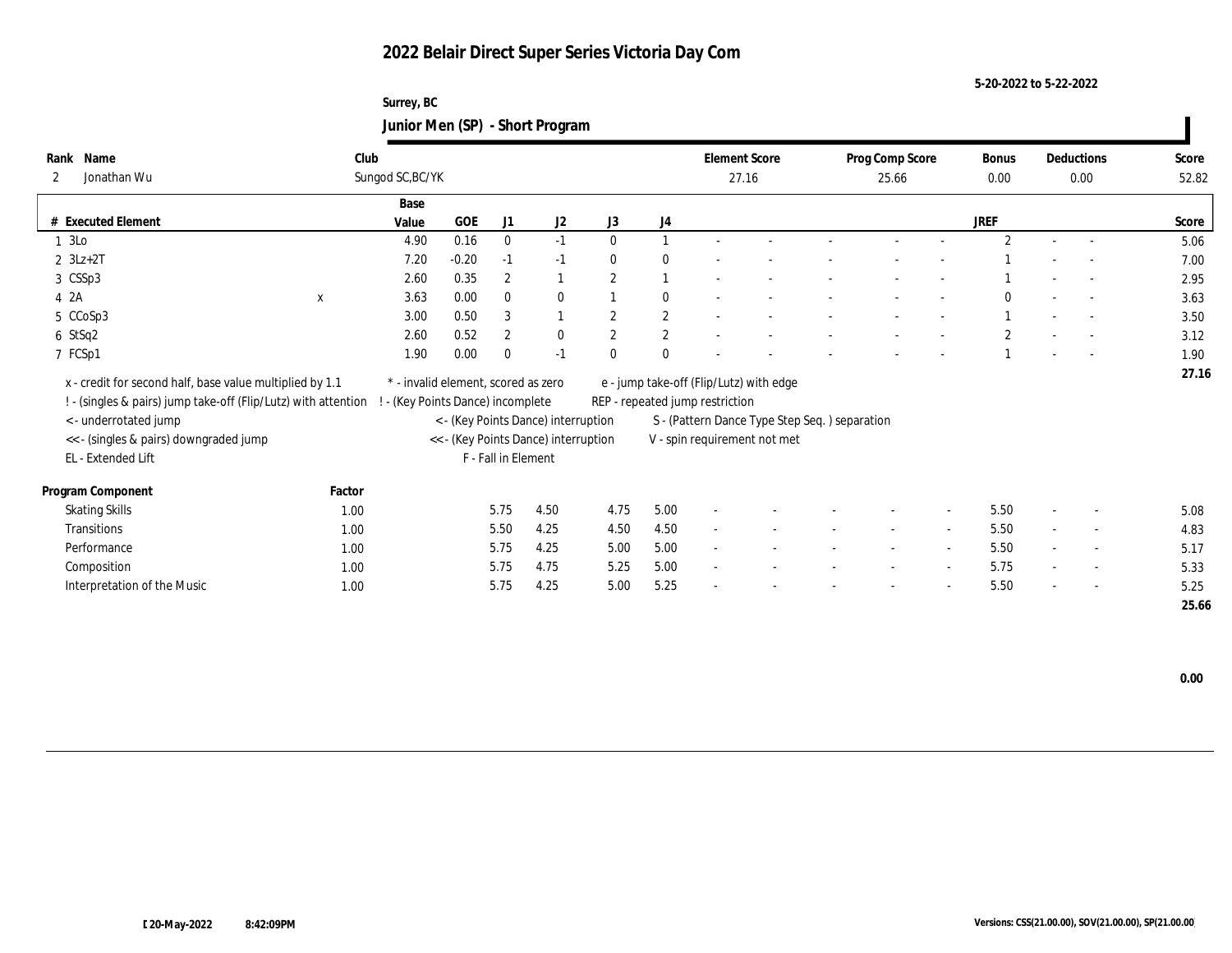# 2022 Belair Direct Super Series Victoria Day Com

5-20-2022 to 5-22-2022

Surrey, BC

**Junior Men (SP) - Short Program**

| Rank | Name | Club | Element Score | Prog Comp Score | Bonus | Deductions | Score |
|---|---|---|---|---|---|---|---|
| 2 | Jonathan Wu | Sungod SC,BC/YK | 27.16 | 25.66 | 0.00 | 0.00 | 52.82 |

| # | Executed Element | | Base Value | GOE | J1 | J2 | J3 | J4 | | | | | | JREF | | | Score |
|---|---|---|---|---|---|---|---|---|---|---|---|---|---|---|---|---|---|
| 1 | 3Lo | | 4.90 | 0.16 | 0 | -1 | 0 | 1 | - | - | - | - | - | 2 | - | - | 5.06 |
| 2 | 3Lz+2T | | 7.20 | -0.20 | -1 | -1 | 0 | 0 | - | - | - | - | - | 1 | - | - | 7.00 |
| 3 | CSSp3 | | 2.60 | 0.35 | 2 | 1 | 2 | 1 | - | - | - | - | - | 1 | - | - | 2.95 |
| 4 | 2A | x | 3.63 | 0.00 | 0 | 0 | 1 | 0 | - | - | - | - | - | 0 | - | - | 3.63 |
| 5 | CCoSp3 | | 3.00 | 0.50 | 3 | 1 | 2 | 2 | - | - | - | - | - | 1 | - | - | 3.50 |
| 6 | StSq2 | | 2.60 | 0.52 | 2 | 0 | 2 | 2 | - | - | - | - | - | 2 | - | - | 3.12 |
| 7 | FCSp1 | | 1.90 | 0.00 | 0 | -1 | 0 | 0 | - | - | - | - | - | 1 | - | - | 1.90 |
| | | | | | | | | | | | | | | | | | 27.16 |

x - credit for second half, base value multiplied by 1.1
! - (singles & pairs) jump take-off (Flip/Lutz) with attention
< - underrotated jump
<< - (singles & pairs) downgraded jump
EL - Extended Lift
\* - invalid element, scored as zero
! - (Key Points Dance) incomplete
< - (Key Points Dance) interruption
<< - (Key Points Dance) interruption
F - Fall in Element
e - jump take-off (Flip/Lutz) with edge
REP - repeated jump restriction
S - (Pattern Dance Type Step Seq. ) separation
V - spin requirement not met

| Program Component | Factor | J1 | J2 | J3 | J4 | | | | | | JREF | | | Score |
|---|---|---|---|---|---|---|---|---|---|---|---|---|---|---|
| Skating Skills | 1.00 | 5.75 | 4.50 | 4.75 | 5.00 | - | - | - | - | - | 5.50 | - | - | 5.08 |
| Transitions | 1.00 | 5.50 | 4.25 | 4.50 | 4.50 | - | - | - | - | - | 5.50 | - | - | 4.83 |
| Performance | 1.00 | 5.75 | 4.25 | 5.00 | 5.00 | - | - | - | - | - | 5.50 | - | - | 5.17 |
| Composition | 1.00 | 5.75 | 4.75 | 5.25 | 5.00 | - | - | - | - | - | 5.75 | - | - | 5.33 |
| Interpretation of the Music | 1.00 | 5.75 | 4.25 | 5.00 | 5.25 | - | - | - | - | - | 5.50 | - | - | 5.25 |
| | | | | | | | | | | | | | | 25.66 |

**0.00**

20-May-2022 8:42:09PM

Versions: CSS(21.00.00), SOV(21.00.00), SP(21.00.00)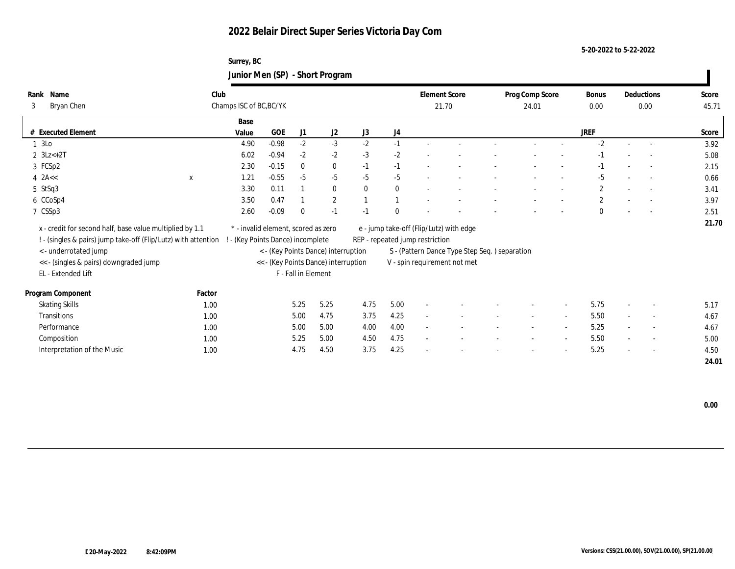# 2022 Belair Direct Super Series Victoria Day Com

5-20-2022 to 5-22-2022

Surrey, BC

## Junior Men (SP) - Short Program

| Rank | Name | Club | Element Score | Prog Comp Score | Bonus | Deductions | Score |
|---|---|---|---|---|---|---|---|
| 3 | Bryan Chen | Champs ISC of BC,BC/YK | 21.70 | 24.01 | 0.00 | 0.00 | 45.71 |

| # | Executed Element | | Base Value | GOE | J1 | J2 | J3 | J4 | | | | | | JREF | | | Score |
|---|---|---|---|---|---|---|---|---|---|---|---|---|---|---|---|---|---|
| 1 | 3Lo | | 4.90 | -0.98 | -2 | -3 | -2 | -1 | - | - | - | - | - | -2 | - | - | 3.92 |
| 2 | 3Lz<+2T | | 6.02 | -0.94 | -2 | -2 | -3 | -2 | - | - | - | - | - | -1 | - | - | 5.08 |
| 3 | FCSp2 | | 2.30 | -0.15 | 0 | 0 | -1 | -1 | - | - | - | - | - | -1 | - | - | 2.15 |
| 4 | 2A<< | x | 1.21 | -0.55 | -5 | -5 | -5 | -5 | - | - | - | - | - | -5 | - | - | 0.66 |
| 5 | StSq3 | | 3.30 | 0.11 | 1 | 0 | 0 | 0 | - | - | - | - | - | 2 | - | - | 3.41 |
| 6 | CCoSp4 | | 3.50 | 0.47 | 1 | 2 | 1 | 1 | - | - | - | - | - | 2 | - | - | 3.97 |
| 7 | CSSp3 | | 2.60 | -0.09 | 0 | -1 | -1 | 0 | - | - | - | - | - | 0 | - | - | 2.51 |
| | | | | | | | | | | | | | | | | | 21.70 |

x - credit for second half, base value multiplied by 1.1
! - (singles & pairs) jump take-off (Flip/Lutz) with attention
< - underrotated jump
<< - (singles & pairs) downgraded jump
EL - Extended Lift
* - invalid element, scored as zero
! - (Key Points Dance) incomplete
< - (Key Points Dance) interruption
<< - (Key Points Dance) interruption
F - Fall in Element
e - jump take-off (Flip/Lutz) with edge
REP - repeated jump restriction
S - (Pattern Dance Type Step Seq. ) separation
V - spin requirement not met

| Program Component | Factor | J1 | J2 | J3 | J4 | | | | | | JREF | | | Score |
|---|---|---|---|---|---|---|---|---|---|---|---|---|---|---|
| Skating Skills | 1.00 | 5.25 | 5.25 | 4.75 | 5.00 | - | - | - | - | - | 5.75 | - | - | 5.17 |
| Transitions | 1.00 | 5.00 | 4.75 | 3.75 | 4.25 | - | - | - | - | - | 5.50 | - | - | 4.67 |
| Performance | 1.00 | 5.00 | 5.00 | 4.00 | 4.00 | - | - | - | - | - | 5.25 | - | - | 4.67 |
| Composition | 1.00 | 5.25 | 5.00 | 4.50 | 4.75 | - | - | - | - | - | 5.50 | - | - | 5.00 |
| Interpretation of the Music | 1.00 | 4.75 | 4.50 | 3.75 | 4.25 | - | - | - | - | - | 5.25 | - | - | 4.50 |
| | | | | | | | | | | | | | | 24.01 |

0.00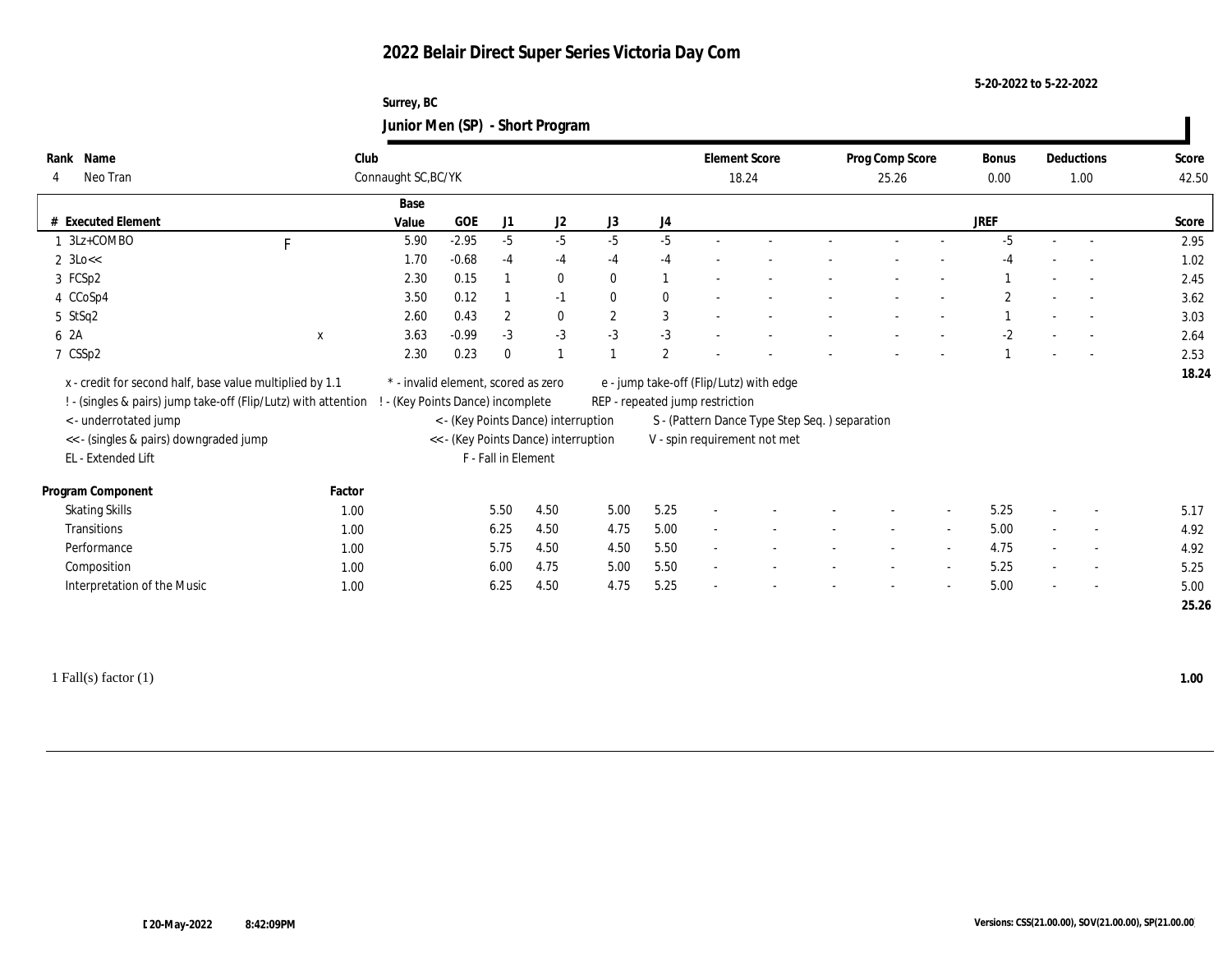# 2022 Belair Direct Super Series Victoria Day Com

5-20-2022 to 5-22-2022

Surrey, BC

## Junior Men (SP) - Short Program

| Rank | Name | Club | Element Score | Prog Comp Score | Bonus | Deductions | Score |
|---|---|---|---|---|---|---|---|
| 4 | Neo Tran | Connaught SC,BC/YK | 18.24 | 25.26 | 0.00 | 1.00 | 42.50 |

| # | Executed Element | | Base Value | GOE | J1 | J2 | J3 | J4 | | | | | | | JREF | | | Score |
|---|---|---|---|---|---|---|---|---|---|---|---|---|---|---|---|---|---|---|
| 1 | 3Lz+COMBO | F | 5.90 | -2.95 | -5 | -5 | -5 | -5 | - | - | - | - | - | - | -5 | - | - | 2.95 |
| 2 | 3Lo<< | | 1.70 | -0.68 | -4 | -4 | -4 | -4 | - | - | - | - | - | - | -4 | - | - | 1.02 |
| 3 | FCSp2 | | 2.30 | 0.15 | 1 | 0 | 0 | 1 | - | - | - | - | - | - | 1 | - | - | 2.45 |
| 4 | CCoSp4 | | 3.50 | 0.12 | 1 | -1 | 0 | 0 | - | - | - | - | - | - | 2 | - | - | 3.62 |
| 5 | StSq2 | | 2.60 | 0.43 | 2 | 0 | 2 | 3 | - | - | - | - | - | - | 1 | - | - | 3.03 |
| 6 | 2A | x | 3.63 | -0.99 | -3 | -3 | -3 | -3 | - | - | - | - | - | - | -2 | - | - | 2.64 |
| 7 | CSSp2 | | 2.30 | 0.23 | 0 | 1 | 1 | 2 | - | - | - | - | - | - | 1 | - | - | 2.53 |
| | | | | | | | | | | | | | | | | | | 18.24 |

x - credit for second half, base value multiplied by 1.1
! - (singles & pairs) jump take-off (Flip/Lutz) with attention
< - underrotated jump
<< - (singles & pairs) downgraded jump
EL - Extended Lift
\* - invalid element, scored as zero
! - (Key Points Dance) incomplete
< - (Key Points Dance) interruption
<< - (Key Points Dance) interruption
F - Fall in Element
e - jump take-off (Flip/Lutz) with edge
REP - repeated jump restriction
S - (Pattern Dance Type Step Seq. ) separation
V - spin requirement not met

| Program Component | Factor | J1 | J2 | J3 | J4 | | | | | | | JREF | | | Score |
|---|---|---|---|---|---|---|---|---|---|---|---|---|---|---|---|
| Skating Skills | 1.00 | 5.50 | 4.50 | 5.00 | 5.25 | - | - | - | - | - | - | 5.25 | - | - | 5.17 |
| Transitions | 1.00 | 6.25 | 4.50 | 4.75 | 5.00 | - | - | - | - | - | - | 5.00 | - | - | 4.92 |
| Performance | 1.00 | 5.75 | 4.50 | 4.50 | 5.50 | - | - | - | - | - | - | 4.75 | - | - | 4.92 |
| Composition | 1.00 | 6.00 | 4.75 | 5.00 | 5.50 | - | - | - | - | - | - | 5.25 | - | - | 5.25 |
| Interpretation of the Music | 1.00 | 6.25 | 4.50 | 4.75 | 5.25 | - | - | - | - | - | - | 5.00 | - | - | 5.00 |
| | | | | | | | | | | | | | | | 25.26 |

1 Fall(s) factor (1) **1.00**

20-May-2022 8:42:09PM

Versions: CSS(21.00.00), SOV(21.00.00), SP(21.00.00)